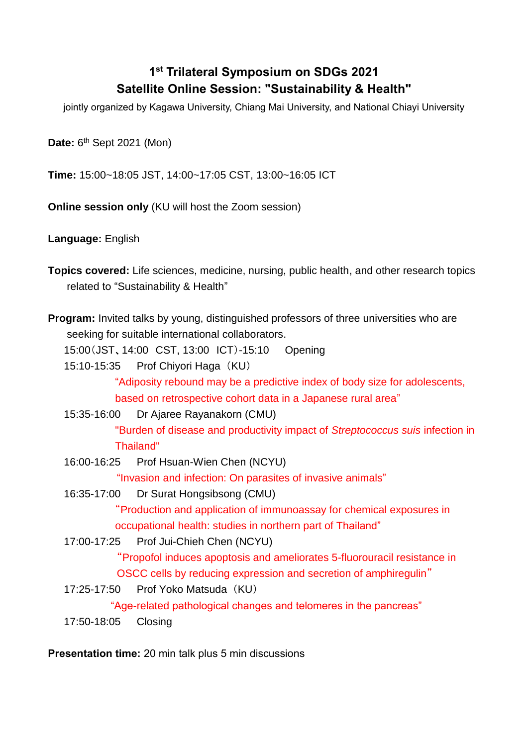# 1st Trilateral Symposium on SDGs 2021
## Satellite Online Session: "Sustainability & Health"

jointly organized by Kagawa University, Chiang Mai University, and National Chiayi University

**Date:** 6th Sept 2021 (Mon)

**Time:** 15:00~18:05 JST, 14:00~17:05 CST, 13:00~16:05 ICT

**Online session only** (KU will host the Zoom session)

**Language:** English

**Topics covered:** Life sciences, medicine, nursing, public health, and other research topics related to “Sustainability & Health”

**Program:** Invited talks by young, distinguished professors of three universities who are seeking for suitable international collaborators.

15:00（JST、14:00 CST, 13:00 ICT）-15:10 Opening

15:10-15:35 Prof Chiyori Haga（KU）
“Adiposity rebound may be a predictive index of body size for adolescents, based on retrospective cohort data in a Japanese rural area”

15:35-16:00 Dr Ajaree Rayanakorn (CMU)
"Burden of disease and productivity impact of *Streptococcus suis* infection in Thailand"

16:00-16:25 Prof Hsuan-Wien Chen (NCYU)
“Invasion and infection: On parasites of invasive animals”

16:35-17:00 Dr Surat Hongsibsong (CMU)
“Production and application of immunoassay for chemical exposures in occupational health: studies in northern part of Thailand”

17:00-17:25 Prof Jui-Chieh Chen (NCYU)
“Propofol induces apoptosis and ameliorates 5-fluorouracil resistance in OSCC cells by reducing expression and secretion of amphiregulin”

17:25-17:50 Prof Yoko Matsuda（KU）
“Age-related pathological changes and telomeres in the pancreas”

17:50-18:05 Closing

**Presentation time:** 20 min talk plus 5 min discussions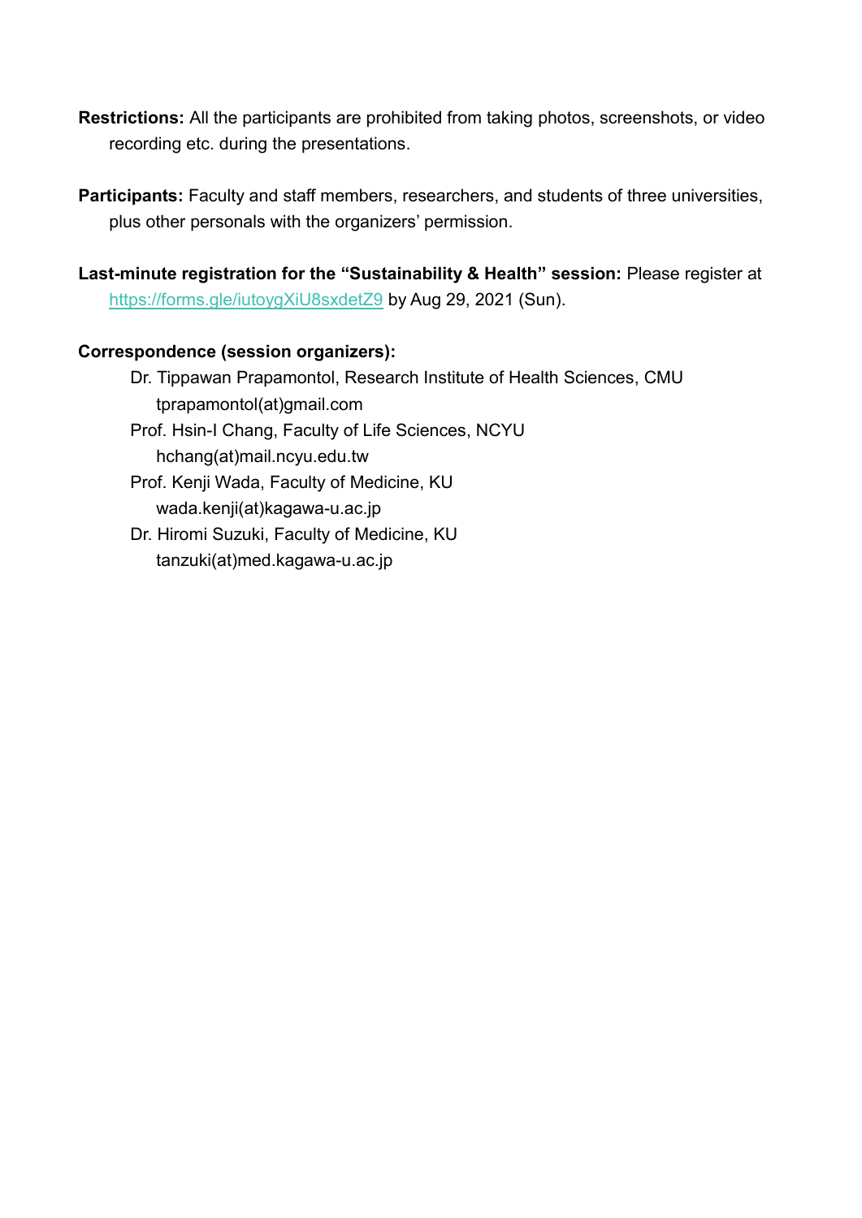**Restrictions:** All the participants are prohibited from taking photos, screenshots, or video recording etc. during the presentations.

**Participants:** Faculty and staff members, researchers, and students of three universities, plus other personals with the organizers' permission.

**Last-minute registration for the "Sustainability & Health" session:** Please register at https://forms.gle/iutoygXiU8sxdetZ9 by Aug 29, 2021 (Sun).

**Correspondence (session organizers):**

Dr. Tippawan Prapamontol, Research Institute of Health Sciences, CMU
tprapamontol(at)gmail.com

Prof. Hsin-I Chang, Faculty of Life Sciences, NCYU
hchang(at)mail.ncyu.edu.tw

Prof. Kenji Wada, Faculty of Medicine, KU
wada.kenji(at)kagawa-u.ac.jp

Dr. Hiromi Suzuki, Faculty of Medicine, KU
tanzuki(at)med.kagawa-u.ac.jp